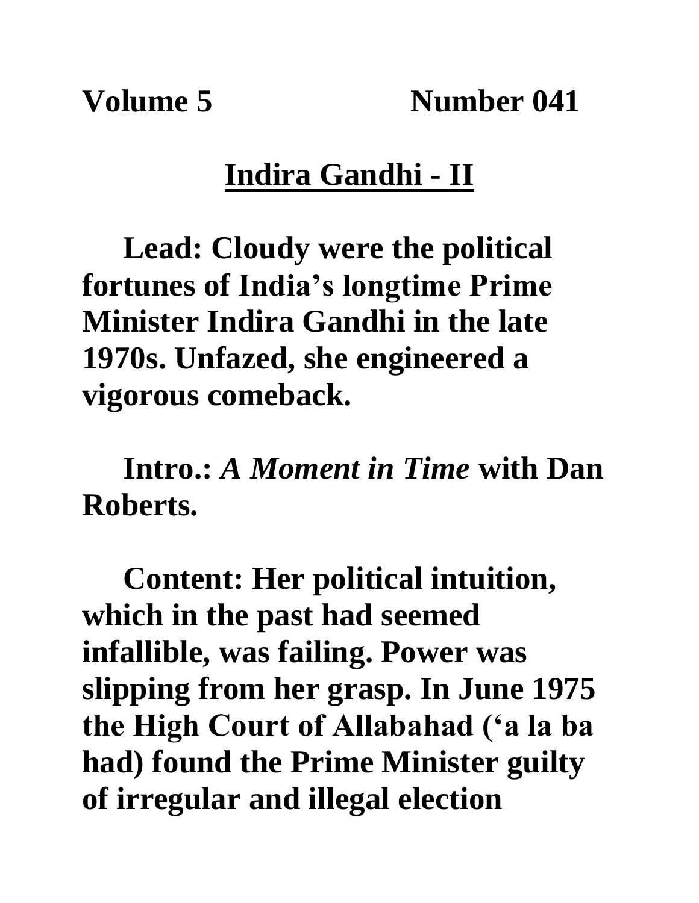**Volume 5 Number 041**

# Indira Gandhi - II

**Lead: Cloudy were the political fortunes of India's longtime Prime Minister Indira Gandhi in the late 1970s. Unfazed, she engineered a vigorous comeback.**

**Intro.: *A Moment in Time* with Dan Roberts.**

**Content: Her political intuition, which in the past had seemed infallible, was failing. Power was slipping from her grasp. In June 1975 the High Court of Allabahad ('a la ba had) found the Prime Minister guilty of irregular and illegal election**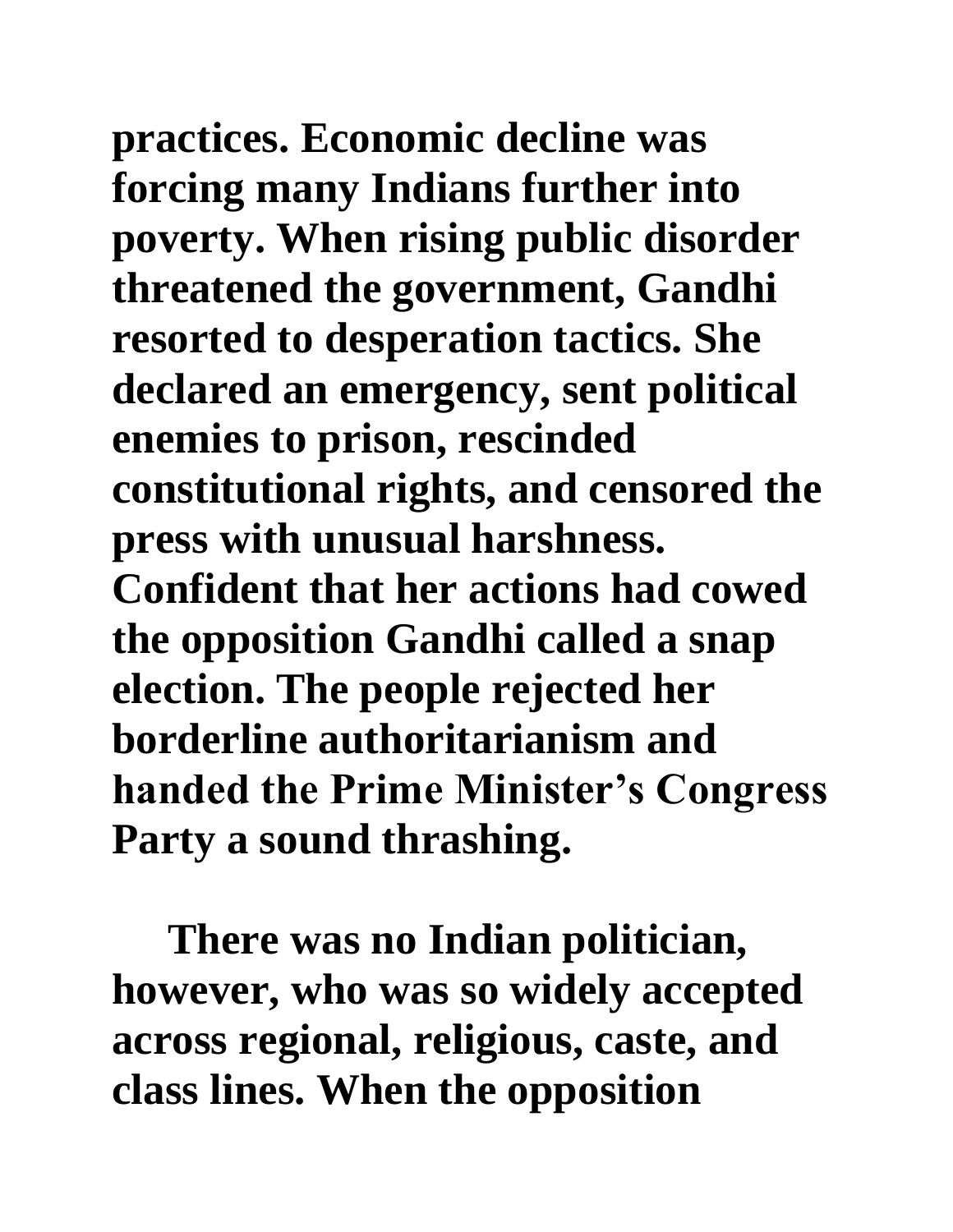practices. Economic decline was forcing many Indians further into poverty. When rising public disorder threatened the government, Gandhi resorted to desperation tactics. She declared an emergency, sent political enemies to prison, rescinded constitutional rights, and censored the press with unusual harshness. Confident that her actions had cowed the opposition Gandhi called a snap election. The people rejected her borderline authoritarianism and handed the Prime Minister's Congress Party a sound thrashing.

There was no Indian politician, however, who was so widely accepted across regional, religious, caste, and class lines. When the opposition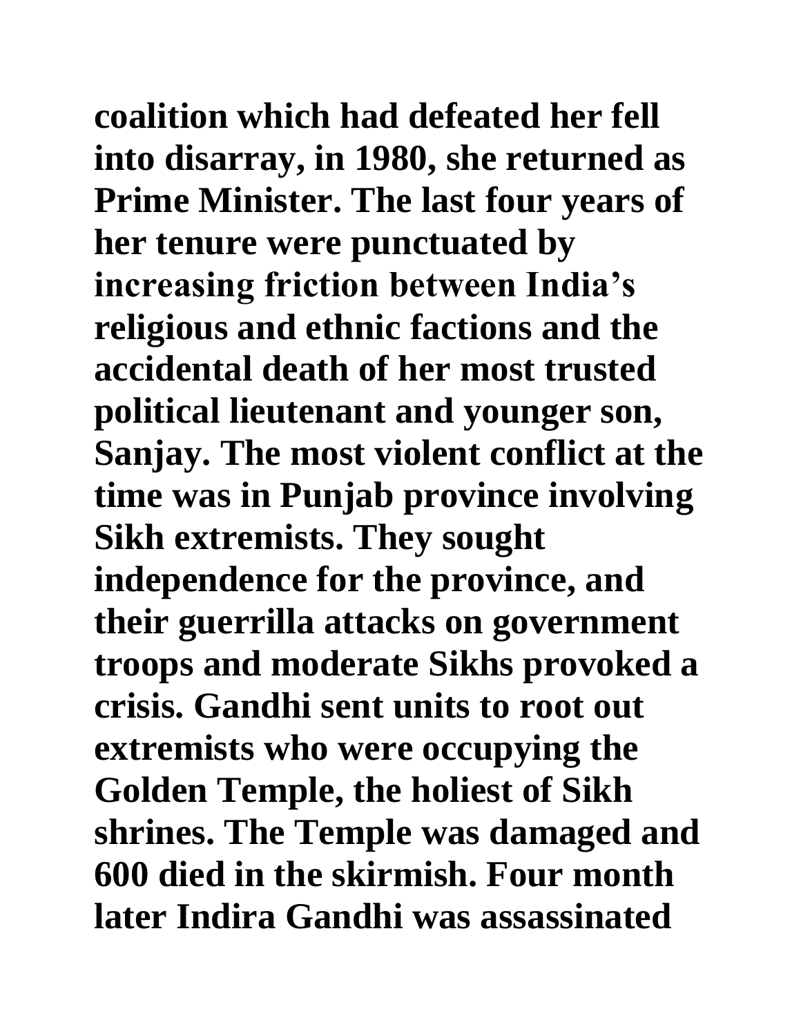**coalition which had defeated her fell into disarray, in 1980, she returned as Prime Minister. The last four years of her tenure were punctuated by increasing friction between India's religious and ethnic factions and the accidental death of her most trusted political lieutenant and younger son, Sanjay. The most violent conflict at the time was in Punjab province involving Sikh extremists. They sought independence for the province, and their guerrilla attacks on government troops and moderate Sikhs provoked a crisis. Gandhi sent units to root out extremists who were occupying the Golden Temple, the holiest of Sikh shrines. The Temple was damaged and 600 died in the skirmish. Four month later Indira Gandhi was assassinated**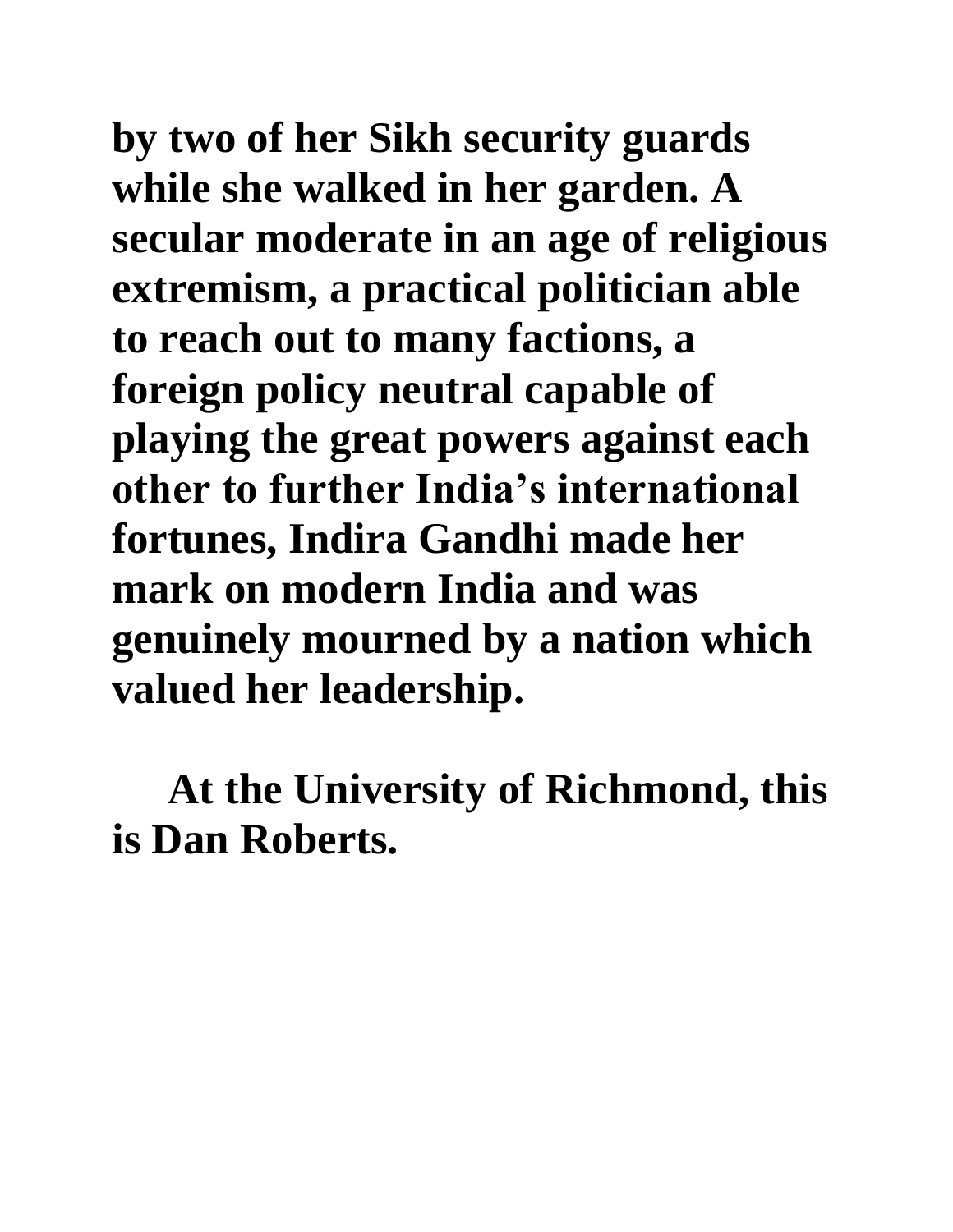**by two of her Sikh security guards while she walked in her garden. A secular moderate in an age of religious extremism, a practical politician able to reach out to many factions, a foreign policy neutral capable of playing the great powers against each other to further India's international fortunes, Indira Gandhi made her mark on modern India and was genuinely mourned by a nation which valued her leadership.**

**At the University of Richmond, this is Dan Roberts.**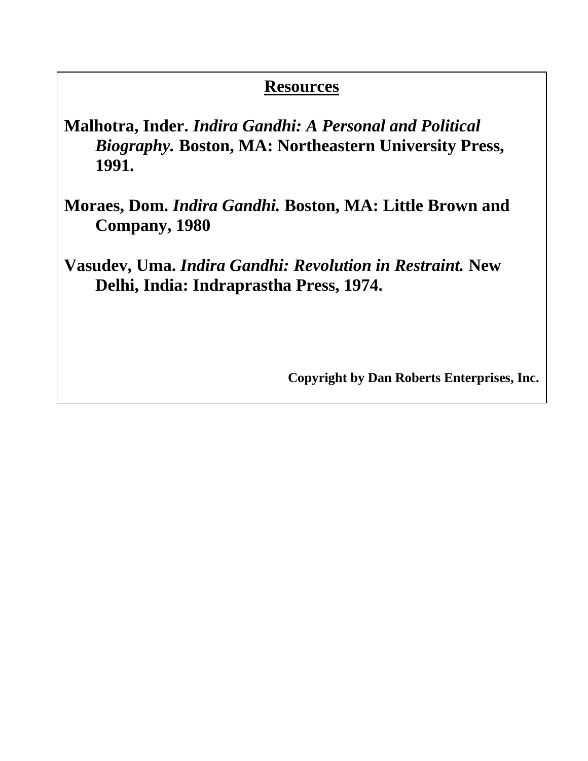## Resources

**Malhotra, Inder.** ***Indira Gandhi: A Personal and Political Biography.*** **Boston, MA: Northeastern University Press, 1991.**

**Moraes, Dom.** ***Indira Gandhi.*** **Boston, MA: Little Brown and Company, 1980**

**Vasudev, Uma.** ***Indira Gandhi: Revolution in Restraint.*** **New Delhi, India: Indraprastha Press, 1974.**

**Copyright by Dan Roberts Enterprises, Inc.**